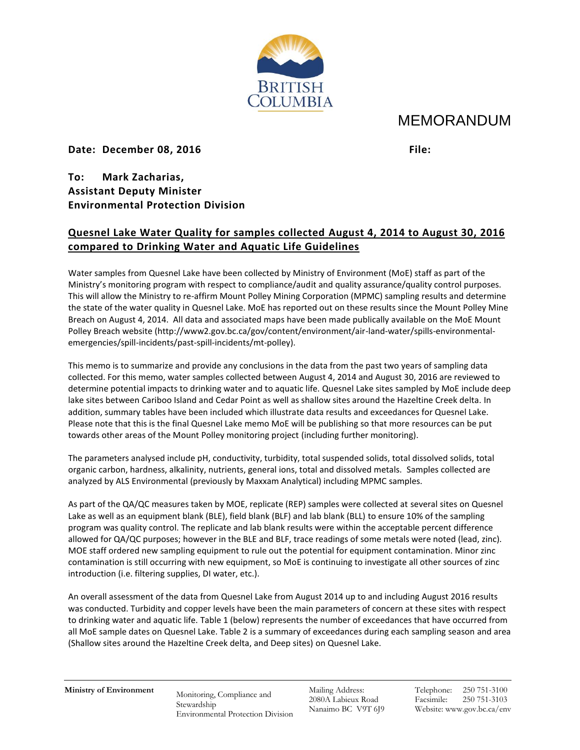BRITISH COLUMBIA

# MEMORANDUM

**Date: December 08, 2016** **File:**

**To: Mark Zacharias,**
**Assistant Deputy Minister**
**Environmental Protection Division**

## Quesnel Lake Water Quality for samples collected August 4, 2014 to August 30, 2016 compared to Drinking Water and Aquatic Life Guidelines

Water samples from Quesnel Lake have been collected by Ministry of Environment (MoE) staff as part of the Ministry's monitoring program with respect to compliance/audit and quality assurance/quality control purposes. This will allow the Ministry to re-affirm Mount Polley Mining Corporation (MPMC) sampling results and determine the state of the water quality in Quesnel Lake. MoE has reported out on these results since the Mount Polley Mine Breach on August 4, 2014. All data and associated maps have been made publically available on the MoE Mount Polley Breach website (http://www2.gov.bc.ca/gov/content/environment/air-land-water/spills-environmental-emergencies/spill-incidents/past-spill-incidents/mt-polley).

This memo is to summarize and provide any conclusions in the data from the past two years of sampling data collected. For this memo, water samples collected between August 4, 2014 and August 30, 2016 are reviewed to determine potential impacts to drinking water and to aquatic life. Quesnel Lake sites sampled by MoE include deep lake sites between Cariboo Island and Cedar Point as well as shallow sites around the Hazeltine Creek delta. In addition, summary tables have been included which illustrate data results and exceedances for Quesnel Lake. Please note that this is the final Quesnel Lake memo MoE will be publishing so that more resources can be put towards other areas of the Mount Polley monitoring project (including further monitoring).

The parameters analysed include pH, conductivity, turbidity, total suspended solids, total dissolved solids, total organic carbon, hardness, alkalinity, nutrients, general ions, total and dissolved metals. Samples collected are analyzed by ALS Environmental (previously by Maxxam Analytical) including MPMC samples.

As part of the QA/QC measures taken by MOE, replicate (REP) samples were collected at several sites on Quesnel Lake as well as an equipment blank (BLE), field blank (BLF) and lab blank (BLL) to ensure 10% of the sampling program was quality control. The replicate and lab blank results were within the acceptable percent difference allowed for QA/QC purposes; however in the BLE and BLF, trace readings of some metals were noted (lead, zinc). MOE staff ordered new sampling equipment to rule out the potential for equipment contamination. Minor zinc contamination is still occurring with new equipment, so MoE is continuing to investigate all other sources of zinc introduction (i.e. filtering supplies, DI water, etc.).

An overall assessment of the data from Quesnel Lake from August 2014 up to and including August 2016 results was conducted. Turbidity and copper levels have been the main parameters of concern at these sites with respect to drinking water and aquatic life. Table 1 (below) represents the number of exceedances that have occurred from all MoE sample dates on Quesnel Lake. Table 2 is a summary of exceedances during each sampling season and area (Shallow sites around the Hazeltine Creek delta, and Deep sites) on Quesnel Lake.

**Ministry of Environment** Monitoring, Compliance and Stewardship, Environmental Protection Division. Mailing Address: 2080A Labieux Road, Nanaimo BC V9T 6J9. Telephone: 250 751-3100, Facsimile: 250 751-3103, Website: www.gov.bc.ca/env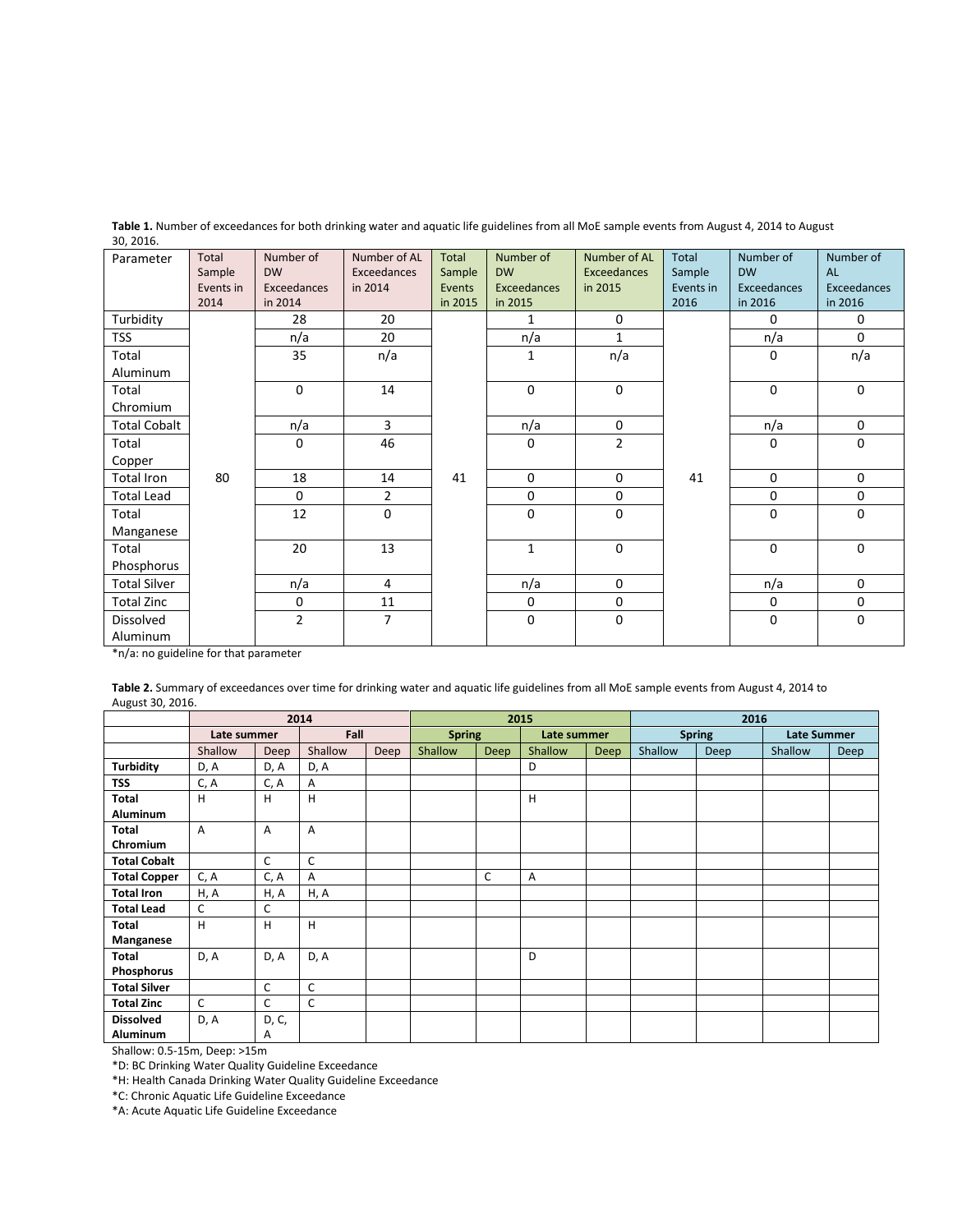**Table 1.** Number of exceedances for both drinking water and aquatic life guidelines from all MoE sample events from August 4, 2014 to August 30, 2016.

| Parameter | Total Sample Events in 2014 | Number of DW Exceedances in 2014 | Number of AL Exceedances in 2014 | Total Sample Events in 2015 | Number of DW Exceedances in 2015 | Number of AL Exceedances in 2015 | Total Sample Events in 2016 | Number of DW Exceedances in 2016 | Number of AL Exceedances in 2016 |
|---|---|---|---|---|---|---|---|---|---|
| Turbidity | 80 | 28 | 20 | 41 | 1 | 0 | 41 | 0 | 0 |
| TSS | | n/a | 20 | | n/a | 1 | | n/a | 0 |
| Total Aluminum | | 35 | n/a | | 1 | n/a | | 0 | n/a |
| Total Chromium | | 0 | 14 | | 0 | 0 | | 0 | 0 |
| Total Cobalt | | n/a | 3 | | n/a | 0 | | n/a | 0 |
| Total Copper | | 0 | 46 | | 0 | 2 | | 0 | 0 |
| Total Iron | | 18 | 14 | | 0 | 0 | | 0 | 0 |
| Total Lead | | 0 | 2 | | 0 | 0 | | 0 | 0 |
| Total Manganese | | 12 | 0 | | 0 | 0 | | 0 | 0 |
| Total Phosphorus | | 20 | 13 | | 1 | 0 | | 0 | 0 |
| Total Silver | | n/a | 4 | | n/a | 0 | | n/a | 0 |
| Total Zinc | | 0 | 11 | | 0 | 0 | | 0 | 0 |
| Dissolved Aluminum | | 2 | 7 | | 0 | 0 | | 0 | 0 |

*n/a: no guideline for that parameter

**Table 2.** Summary of exceedances over time for drinking water and aquatic life guidelines from all MoE sample events from August 4, 2014 to August 30, 2016.

| | 2014 | | | | 2015 | | | | 2016 | | | |
|---|---|---|---|---|---|---|---|---|---|---|---|---|
| | Late summer | | Fall | | Spring | | Late summer | | Spring | | Late Summer | |
| | Shallow | Deep | Shallow | Deep | Shallow | Deep | Shallow | Deep | Shallow | Deep | Shallow | Deep |
| **Turbidity** | D, A | D, A | D, A | | | | D | | | | | |
| **TSS** | C, A | C, A | A | | | | | | | | | |
| **Total Aluminum** | H | H | H | | | | H | | | | | |
| **Total Chromium** | A | A | A | | | | | | | | | |
| **Total Cobalt** | | C | C | | | | | | | | | |
| **Total Copper** | C, A | C, A | A | | | C | A | | | | | |
| **Total Iron** | H, A | H, A | H, A | | | | | | | | | |
| **Total Lead** | C | C | | | | | | | | | | |
| **Total Manganese** | H | H | H | | | | | | | | | |
| **Total Phosphorus** | D, A | D, A | D, A | | | | D | | | | | |
| **Total Silver** | | C | C | | | | | | | | | |
| **Total Zinc** | C | C | C | | | | | | | | | |
| **Dissolved Aluminum** | D, A | D, C, A | | | | | | | | | | |

Shallow: 0.5-15m, Deep: >15m

*D: BC Drinking Water Quality Guideline Exceedance

*H: Health Canada Drinking Water Quality Guideline Exceedance

*C: Chronic Aquatic Life Guideline Exceedance

*A: Acute Aquatic Life Guideline Exceedance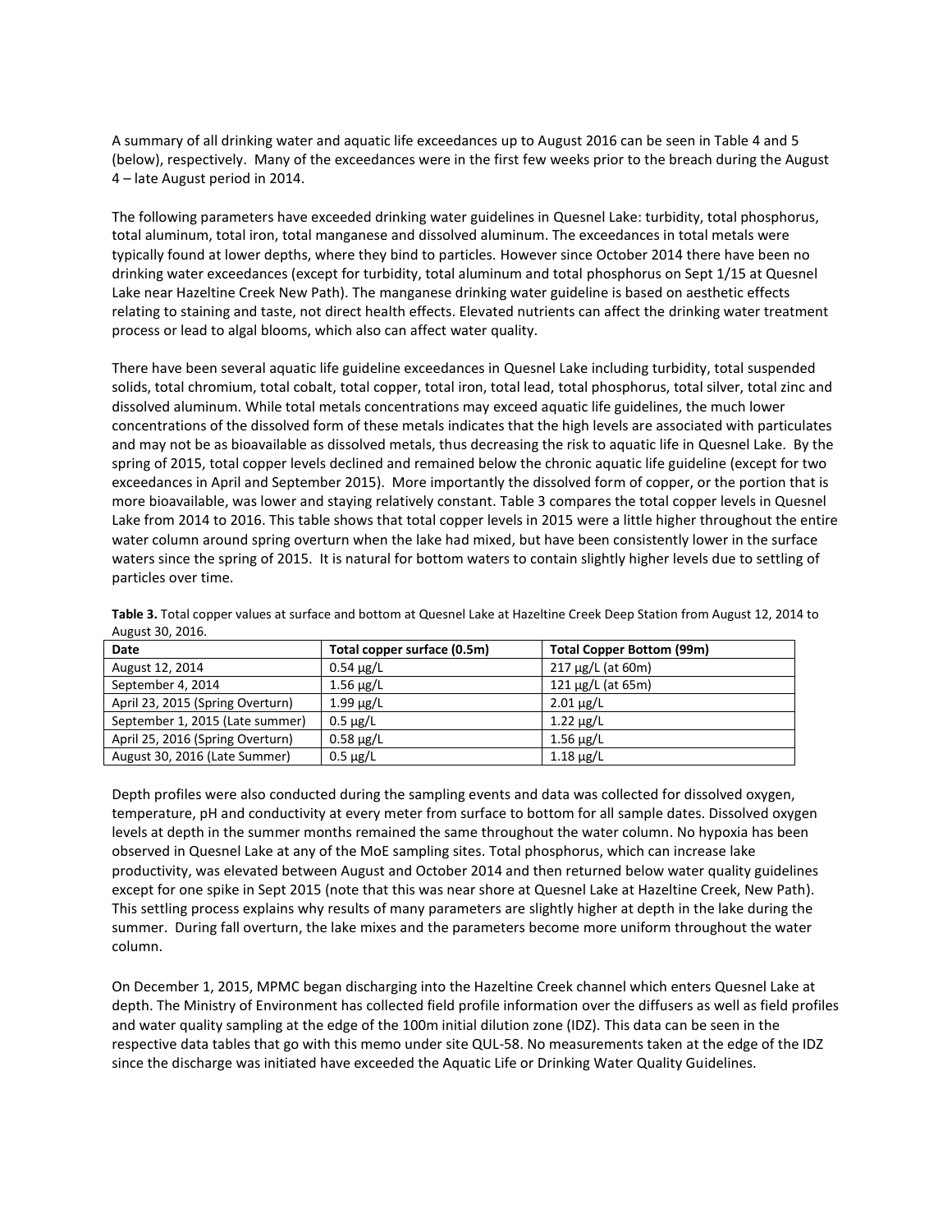A summary of all drinking water and aquatic life exceedances up to August 2016 can be seen in Table 4 and 5 (below), respectively. Many of the exceedances were in the first few weeks prior to the breach during the August 4 – late August period in 2014.

The following parameters have exceeded drinking water guidelines in Quesnel Lake: turbidity, total phosphorus, total aluminum, total iron, total manganese and dissolved aluminum. The exceedances in total metals were typically found at lower depths, where they bind to particles. However since October 2014 there have been no drinking water exceedances (except for turbidity, total aluminum and total phosphorus on Sept 1/15 at Quesnel Lake near Hazeltine Creek New Path). The manganese drinking water guideline is based on aesthetic effects relating to staining and taste, not direct health effects. Elevated nutrients can affect the drinking water treatment process or lead to algal blooms, which also can affect water quality.

There have been several aquatic life guideline exceedances in Quesnel Lake including turbidity, total suspended solids, total chromium, total cobalt, total copper, total iron, total lead, total phosphorus, total silver, total zinc and dissolved aluminum. While total metals concentrations may exceed aquatic life guidelines, the much lower concentrations of the dissolved form of these metals indicates that the high levels are associated with particulates and may not be as bioavailable as dissolved metals, thus decreasing the risk to aquatic life in Quesnel Lake. By the spring of 2015, total copper levels declined and remained below the chronic aquatic life guideline (except for two exceedances in April and September 2015). More importantly the dissolved form of copper, or the portion that is more bioavailable, was lower and staying relatively constant. Table 3 compares the total copper levels in Quesnel Lake from 2014 to 2016. This table shows that total copper levels in 2015 were a little higher throughout the entire water column around spring overturn when the lake had mixed, but have been consistently lower in the surface waters since the spring of 2015. It is natural for bottom waters to contain slightly higher levels due to settling of particles over time.

**Table 3.** Total copper values at surface and bottom at Quesnel Lake at Hazeltine Creek Deep Station from August 12, 2014 to August 30, 2016.

| Date | Total copper surface (0.5m) | Total Copper Bottom (99m) |
|---|---|---|
| August 12, 2014 | 0.54 μg/L | 217 μg/L (at 60m) |
| September 4, 2014 | 1.56 μg/L | 121 μg/L (at 65m) |
| April 23, 2015 (Spring Overturn) | 1.99 μg/L | 2.01 μg/L |
| September 1, 2015 (Late summer) | 0.5 μg/L | 1.22 μg/L |
| April 25, 2016 (Spring Overturn) | 0.58 μg/L | 1.56 μg/L |
| August 30, 2016 (Late Summer) | 0.5 μg/L | 1.18 μg/L |

Depth profiles were also conducted during the sampling events and data was collected for dissolved oxygen, temperature, pH and conductivity at every meter from surface to bottom for all sample dates. Dissolved oxygen levels at depth in the summer months remained the same throughout the water column. No hypoxia has been observed in Quesnel Lake at any of the MoE sampling sites. Total phosphorus, which can increase lake productivity, was elevated between August and October 2014 and then returned below water quality guidelines except for one spike in Sept 2015 (note that this was near shore at Quesnel Lake at Hazeltine Creek, New Path). This settling process explains why results of many parameters are slightly higher at depth in the lake during the summer. During fall overturn, the lake mixes and the parameters become more uniform throughout the water column.

On December 1, 2015, MPMC began discharging into the Hazeltine Creek channel which enters Quesnel Lake at depth. The Ministry of Environment has collected field profile information over the diffusers as well as field profiles and water quality sampling at the edge of the 100m initial dilution zone (IDZ). This data can be seen in the respective data tables that go with this memo under site QUL-58. No measurements taken at the edge of the IDZ since the discharge was initiated have exceeded the Aquatic Life or Drinking Water Quality Guidelines.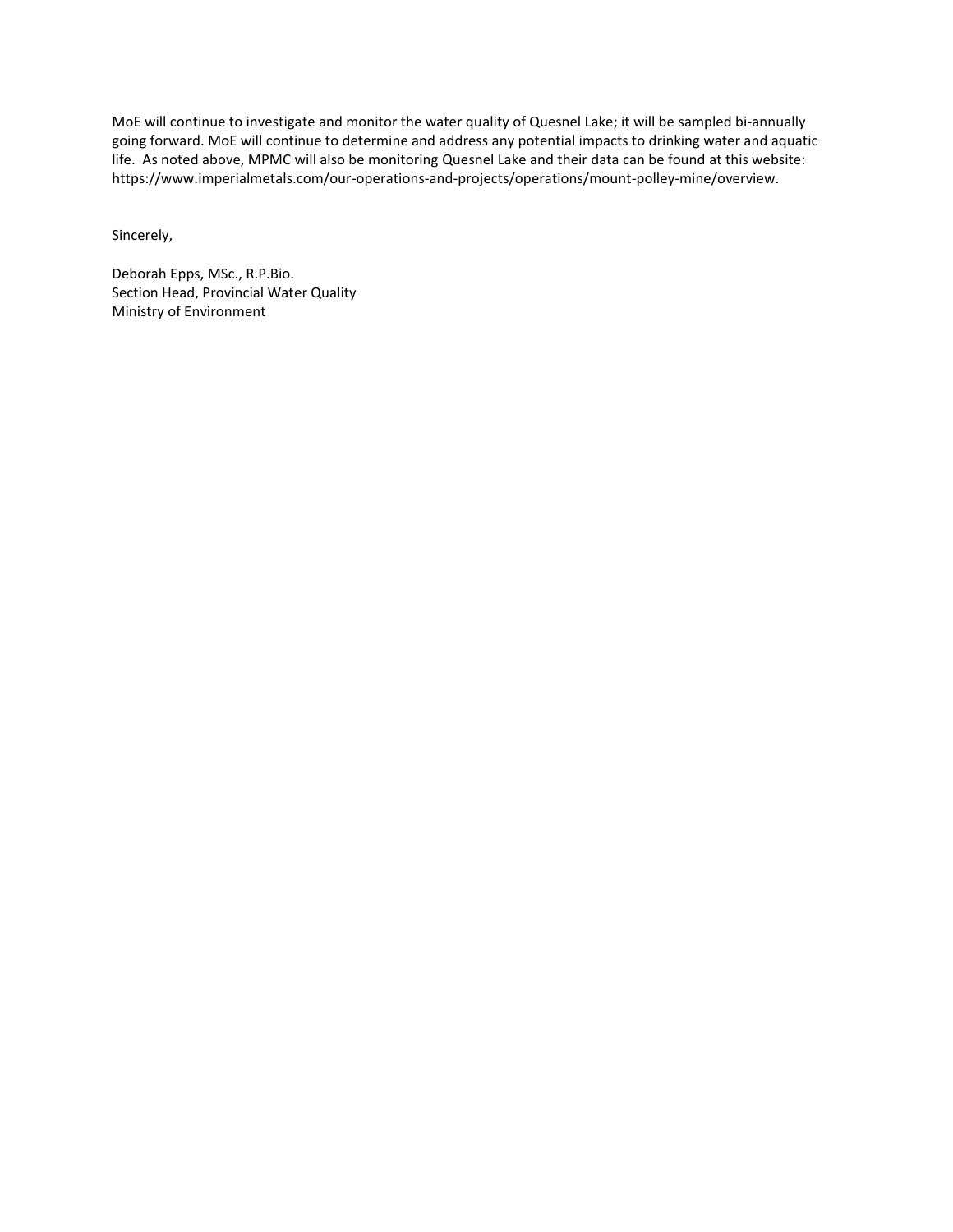MoE will continue to investigate and monitor the water quality of Quesnel Lake; it will be sampled bi-annually going forward. MoE will continue to determine and address any potential impacts to drinking water and aquatic life. As noted above, MPMC will also be monitoring Quesnel Lake and their data can be found at this website: https://www.imperialmetals.com/our-operations-and-projects/operations/mount-polley-mine/overview.

Sincerely,

Deborah Epps, MSc., R.P.Bio.
Section Head, Provincial Water Quality
Ministry of Environment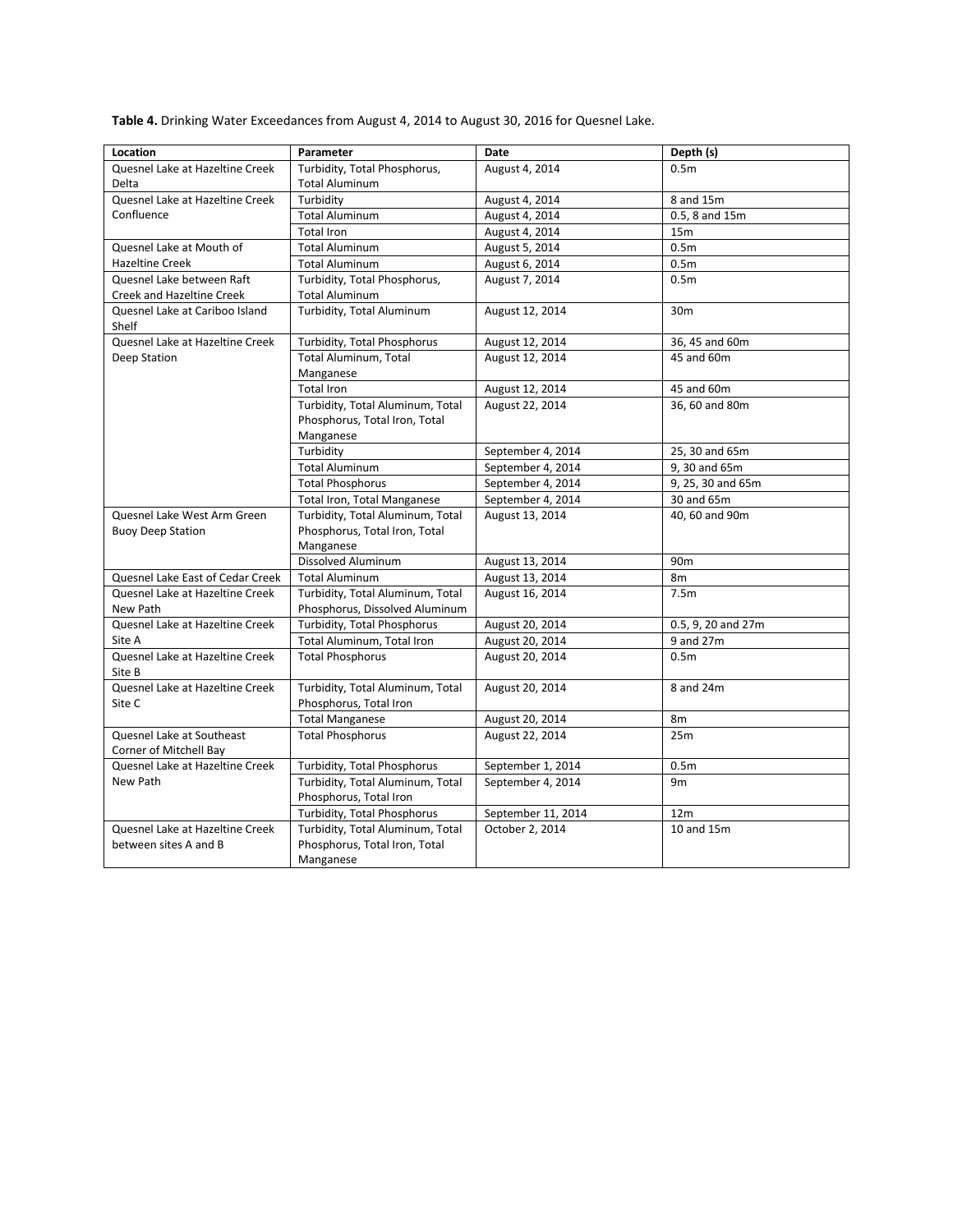**Table 4.** Drinking Water Exceedances from August 4, 2014 to August 30, 2016 for Quesnel Lake.

| Location | Parameter | Date | Depth (s) |
|---|---|---|---|
| Quesnel Lake at Hazeltine Creek Delta | Turbidity, Total Phosphorus, Total Aluminum | August 4, 2014 | 0.5m |
| Quesnel Lake at Hazeltine Creek Confluence | Turbidity | August 4, 2014 | 8 and 15m |
| | Total Aluminum | August 4, 2014 | 0.5, 8 and 15m |
| | Total Iron | August 4, 2014 | 15m |
| Quesnel Lake at Mouth of Hazeltine Creek | Total Aluminum | August 5, 2014 | 0.5m |
| | Total Aluminum | August 6, 2014 | 0.5m |
| Quesnel Lake between Raft Creek and Hazeltine Creek | Turbidity, Total Phosphorus, Total Aluminum | August 7, 2014 | 0.5m |
| Quesnel Lake at Cariboo Island Shelf | Turbidity, Total Aluminum | August 12, 2014 | 30m |
| Quesnel Lake at Hazeltine Creek Deep Station | Turbidity, Total Phosphorus | August 12, 2014 | 36, 45 and 60m |
| | Total Aluminum, Total Manganese | August 12, 2014 | 45 and 60m |
| | Total Iron | August 12, 2014 | 45 and 60m |
| | Turbidity, Total Aluminum, Total Phosphorus, Total Iron, Total Manganese | August 22, 2014 | 36, 60 and 80m |
| | Turbidity | September 4, 2014 | 25, 30 and 65m |
| | Total Aluminum | September 4, 2014 | 9, 30 and 65m |
| | Total Phosphorus | September 4, 2014 | 9, 25, 30 and 65m |
| | Total Iron, Total Manganese | September 4, 2014 | 30 and 65m |
| Quesnel Lake West Arm Green Buoy Deep Station | Turbidity, Total Aluminum, Total Phosphorus, Total Iron, Total Manganese | August 13, 2014 | 40, 60 and 90m |
| | Dissolved Aluminum | August 13, 2014 | 90m |
| Quesnel Lake East of Cedar Creek | Total Aluminum | August 13, 2014 | 8m |
| Quesnel Lake at Hazeltine Creek New Path | Turbidity, Total Aluminum, Total Phosphorus, Dissolved Aluminum | August 16, 2014 | 7.5m |
| Quesnel Lake at Hazeltine Creek Site A | Turbidity, Total Phosphorus | August 20, 2014 | 0.5, 9, 20 and 27m |
| | Total Aluminum, Total Iron | August 20, 2014 | 9 and 27m |
| Quesnel Lake at Hazeltine Creek Site B | Total Phosphorus | August 20, 2014 | 0.5m |
| Quesnel Lake at Hazeltine Creek Site C | Turbidity, Total Aluminum, Total Phosphorus, Total Iron | August 20, 2014 | 8 and 24m |
| | Total Manganese | August 20, 2014 | 8m |
| Quesnel Lake at Southeast Corner of Mitchell Bay | Total Phosphorus | August 22, 2014 | 25m |
| Quesnel Lake at Hazeltine Creek New Path | Turbidity, Total Phosphorus | September 1, 2014 | 0.5m |
| | Turbidity, Total Aluminum, Total Phosphorus, Total Iron | September 4, 2014 | 9m |
| | Turbidity, Total Phosphorus | September 11, 2014 | 12m |
| Quesnel Lake at Hazeltine Creek between sites A and B | Turbidity, Total Aluminum, Total Phosphorus, Total Iron, Total Manganese | October 2, 2014 | 10 and 15m |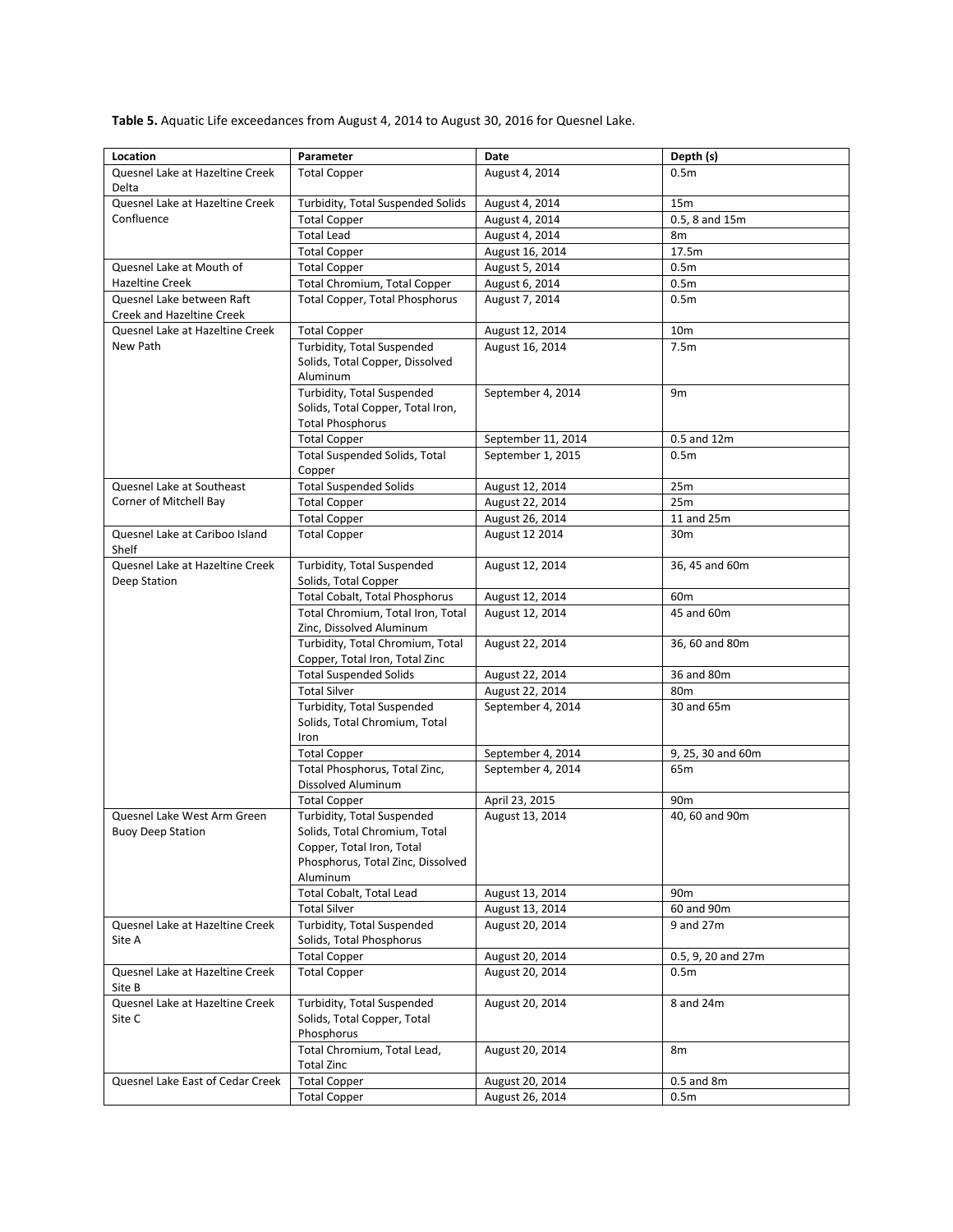**Table 5.** Aquatic Life exceedances from August 4, 2014 to August 30, 2016 for Quesnel Lake.

| Location | Parameter | Date | Depth (s) |
|---|---|---|---|
| Quesnel Lake at Hazeltine Creek Delta | Total Copper | August 4, 2014 | 0.5m |
| Quesnel Lake at Hazeltine Creek Confluence | Turbidity, Total Suspended Solids | August 4, 2014 | 15m |
| | Total Copper | August 4, 2014 | 0.5, 8 and 15m |
| | Total Lead | August 4, 2014 | 8m |
| | Total Copper | August 16, 2014 | 17.5m |
| Quesnel Lake at Mouth of Hazeltine Creek | Total Copper | August 5, 2014 | 0.5m |
| | Total Chromium, Total Copper | August 6, 2014 | 0.5m |
| Quesnel Lake between Raft Creek and Hazeltine Creek | Total Copper, Total Phosphorus | August 7, 2014 | 0.5m |
| Quesnel Lake at Hazeltine Creek New Path | Total Copper | August 12, 2014 | 10m |
| | Turbidity, Total Suspended Solids, Total Copper, Dissolved Aluminum | August 16, 2014 | 7.5m |
| | Turbidity, Total Suspended Solids, Total Copper, Total Iron, Total Phosphorus | September 4, 2014 | 9m |
| | Total Copper | September 11, 2014 | 0.5 and 12m |
| | Total Suspended Solids, Total Copper | September 1, 2015 | 0.5m |
| Quesnel Lake at Southeast Corner of Mitchell Bay | Total Suspended Solids | August 12, 2014 | 25m |
| | Total Copper | August 22, 2014 | 25m |
| | Total Copper | August 26, 2014 | 11 and 25m |
| Quesnel Lake at Cariboo Island Shelf | Total Copper | August 12 2014 | 30m |
| Quesnel Lake at Hazeltine Creek Deep Station | Turbidity, Total Suspended Solids, Total Copper | August 12, 2014 | 36, 45 and 60m |
| | Total Cobalt, Total Phosphorus | August 12, 2014 | 60m |
| | Total Chromium, Total Iron, Total Zinc, Dissolved Aluminum | August 12, 2014 | 45 and 60m |
| | Turbidity, Total Chromium, Total Copper, Total Iron, Total Zinc | August 22, 2014 | 36, 60 and 80m |
| | Total Suspended Solids | August 22, 2014 | 36 and 80m |
| | Total Silver | August 22, 2014 | 80m |
| | Turbidity, Total Suspended Solids, Total Chromium, Total Iron | September 4, 2014 | 30 and 65m |
| | Total Copper | September 4, 2014 | 9, 25, 30 and 60m |
| | Total Phosphorus, Total Zinc, Dissolved Aluminum | September 4, 2014 | 65m |
| | Total Copper | April 23, 2015 | 90m |
| Quesnel Lake West Arm Green Buoy Deep Station | Turbidity, Total Suspended Solids, Total Chromium, Total Copper, Total Iron, Total Phosphorus, Total Zinc, Dissolved Aluminum | August 13, 2014 | 40, 60 and 90m |
| | Total Cobalt, Total Lead | August 13, 2014 | 90m |
| | Total Silver | August 13, 2014 | 60 and 90m |
| Quesnel Lake at Hazeltine Creek Site A | Turbidity, Total Suspended Solids, Total Phosphorus | August 20, 2014 | 9 and 27m |
| | Total Copper | August 20, 2014 | 0.5, 9, 20 and 27m |
| Quesnel Lake at Hazeltine Creek Site B | Total Copper | August 20, 2014 | 0.5m |
| Quesnel Lake at Hazeltine Creek Site C | Turbidity, Total Suspended Solids, Total Copper, Total Phosphorus | August 20, 2014 | 8 and 24m |
| | Total Chromium, Total Lead, Total Zinc | August 20, 2014 | 8m |
| Quesnel Lake East of Cedar Creek | Total Copper | August 20, 2014 | 0.5 and 8m |
| | Total Copper | August 26, 2014 | 0.5m |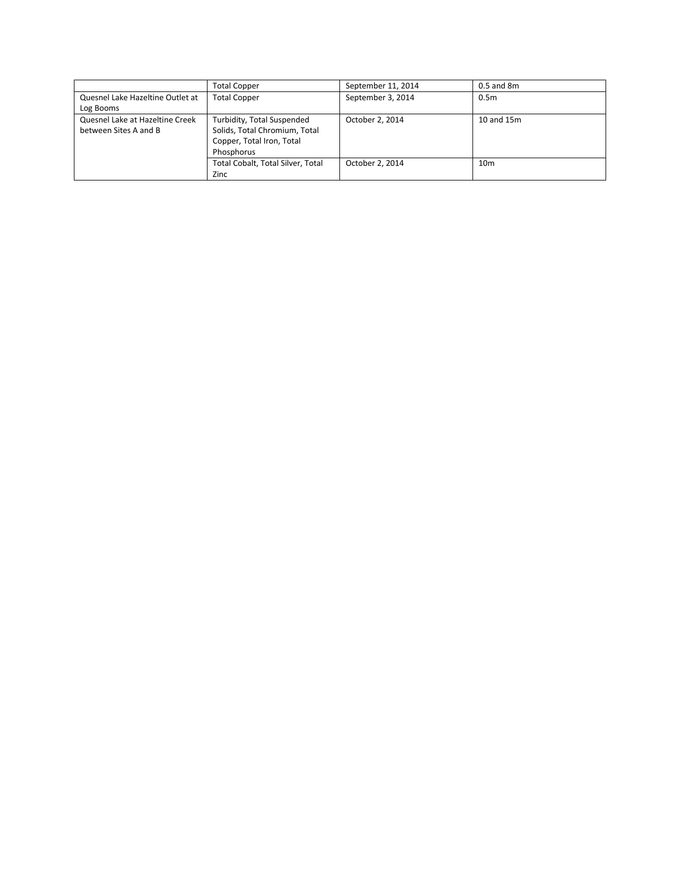| | | | |
|---|---|---|---|
| | Total Copper | September 11, 2014 | 0.5 and 8m |
| Quesnel Lake Hazeltine Outlet at Log Booms | Total Copper | September 3, 2014 | 0.5m |
| Quesnel Lake at Hazeltine Creek between Sites A and B | Turbidity, Total Suspended Solids, Total Chromium, Total Copper, Total Iron, Total Phosphorus | October 2, 2014 | 10 and 15m |
| | Total Cobalt, Total Silver, Total Zinc | October 2, 2014 | 10m |